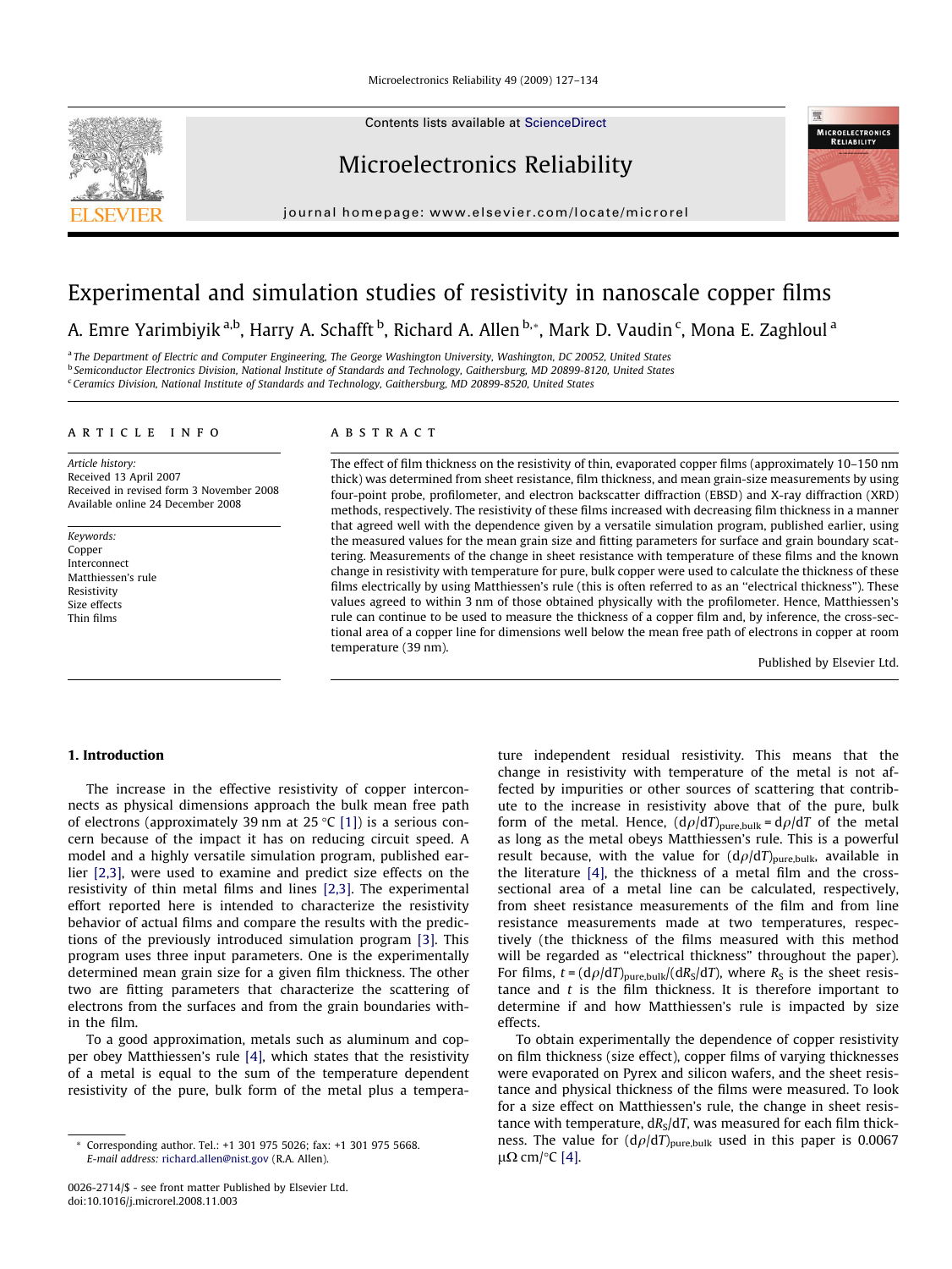# Experimental and simulation studies of resistivity in nanoscale copper films

A. Emre Yarimbiyik [a,b], Harry A. Schafft [b], Richard A. Allen [b,*], Mark D. Vaudin [c], Mona E. Zaghloul [a]

[a] The Department of Electric and Computer Engineering, The George Washington University, Washington, DC 20052, United States
[b] Semiconductor Electronics Division, National Institute of Standards and Technology, Gaithersburg, MD 20899-8120, United States
[c] Ceramics Division, National Institute of Standards and Technology, Gaithersburg, MD 20899-8520, United States

## ARTICLE INFO

*Article history:*
Received 13 April 2007
Received in revised form 3 November 2008
Available online 24 December 2008

*Keywords:*
Copper
Interconnect
Matthiessen's rule
Resistivity
Size effects
Thin films

## ABSTRACT

The effect of film thickness on the resistivity of thin, evaporated copper films (approximately 10–150 nm thick) was determined from sheet resistance, film thickness, and mean grain-size measurements by using four-point probe, profilometer, and electron backscatter diffraction (EBSD) and X-ray diffraction (XRD) methods, respectively. The resistivity of these films increased with decreasing film thickness in a manner that agreed well with the dependence given by a versatile simulation program, published earlier, using the measured values for the mean grain size and fitting parameters for surface and grain boundary scattering. Measurements of the change in sheet resistance with temperature of these films and the known change in resistivity with temperature for pure, bulk copper were used to calculate the thickness of these films electrically by using Matthiessen's rule (this is often referred to as an "electrical thickness"). These values agreed to within 3 nm of those obtained physically with the profilometer. Hence, Matthiessen's rule can continue to be used to measure the thickness of a copper film and, by inference, the cross-sectional area of a copper line for dimensions well below the mean free path of electrons in copper at room temperature (39 nm).

Published by Elsevier Ltd.

## 1. Introduction

The increase in the effective resistivity of copper interconnects as physical dimensions approach the bulk mean free path of electrons (approximately 39 nm at 25 °C [1]) is a serious concern because of the impact it has on reducing circuit speed. A model and a highly versatile simulation program, published earlier [2,3], were used to examine and predict size effects on the resistivity of thin metal films and lines [2,3]. The experimental effort reported here is intended to characterize the resistivity behavior of actual films and compare the results with the predictions of the previously introduced simulation program [3]. This program uses three input parameters. One is the experimentally determined mean grain size for a given film thickness. The other two are fitting parameters that characterize the scattering of electrons from the surfaces and from the grain boundaries within the film.

To a good approximation, metals such as aluminum and copper obey Matthiessen's rule [4], which states that the resistivity of a metal is equal to the sum of the temperature dependent resistivity of the pure, bulk form of the metal plus a temperature independent residual resistivity. This means that the change in resistivity with temperature of the metal is not affected by impurities or other sources of scattering that contribute to the increase in resistivity above that of the pure, bulk form of the metal. Hence, $(\mathrm{d}\rho/\mathrm{d}T)_{\mathrm{pure,bulk}} = \mathrm{d}\rho/\mathrm{d}T$ of the metal as long as the metal obeys Matthiessen's rule. This is a powerful result because, with the value for $(\mathrm{d}\rho/\mathrm{d}T)_{\mathrm{pure,bulk}}$, available in the literature [4], the thickness of a metal film and the cross-sectional area of a metal line can be calculated, respectively, from sheet resistance measurements of the film and from line resistance measurements made at two temperatures, respectively (the thickness of the films measured with this method will be regarded as "electrical thickness" throughout the paper). For films, $t = (\mathrm{d}\rho/\mathrm{d}T)_{\mathrm{pure,bulk}}/(\mathrm{d}R_S/\mathrm{d}T)$, where $R_S$ is the sheet resistance and $t$ is the film thickness. It is therefore important to determine if and how Matthiessen's rule is impacted by size effects.

To obtain experimentally the dependence of copper resistivity on film thickness (size effect), copper films of varying thicknesses were evaporated on Pyrex and silicon wafers, and the sheet resistance and physical thickness of the films were measured. To look for a size effect on Matthiessen's rule, the change in sheet resistance with temperature, $\mathrm{d}R_S/\mathrm{d}T$, was measured for each film thickness. The value for $(\mathrm{d}\rho/\mathrm{d}T)_{\mathrm{pure,bulk}}$ used in this paper is 0.0067 μΩ cm/°C [4].

* Corresponding author. Tel.: +1 301 975 5026; fax: +1 301 975 5668.
*E-mail address:* richard.allen@nist.gov (R.A. Allen).

0026-2714/$ - see front matter Published by Elsevier Ltd.
doi:10.1016/j.microrel.2008.11.003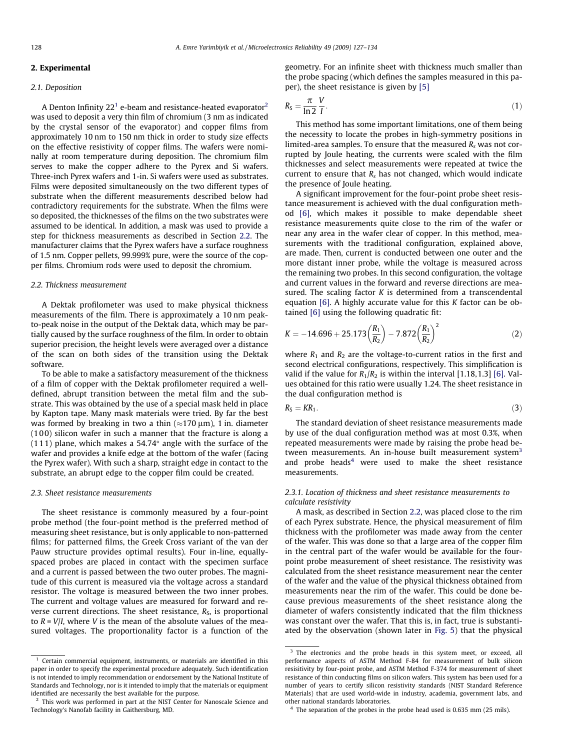## 2. Experimental

### 2.1. Deposition

A Denton Infinity 22[1] e-beam and resistance-heated evaporator[2] was used to deposit a very thin film of chromium (3 nm as indicated by the crystal sensor of the evaporator) and copper films from approximately 10 nm to 150 nm thick in order to study size effects on the effective resistivity of copper films. The wafers were nominally at room temperature during deposition. The chromium film serves to make the copper adhere to the Pyrex and Si wafers. Three-inch Pyrex wafers and 1-in. Si wafers were used as substrates. Films were deposited simultaneously on the two different types of substrate when the different measurements described below had contradictory requirements for the substrate. When the films were so deposited, the thicknesses of the films on the two substrates were assumed to be identical. In addition, a mask was used to provide a step for thickness measurements as described in Section 2.2. The manufacturer claims that the Pyrex wafers have a surface roughness of 1.5 nm. Copper pellets, 99.999% pure, were the source of the copper films. Chromium rods were used to deposit the chromium.

### 2.2. Thickness measurement

A Dektak profilometer was used to make physical thickness measurements of the film. There is approximately a 10 nm peak-to-peak noise in the output of the Dektak data, which may be partially caused by the surface roughness of the film. In order to obtain superior precision, the height levels were averaged over a distance of the scan on both sides of the transition using the Dektak software.

To be able to make a satisfactory measurement of the thickness of a film of copper with the Dektak profilometer required a well-defined, abrupt transition between the metal film and the substrate. This was obtained by the use of a special mask held in place by Kapton tape. Many mask materials were tried. By far the best was formed by breaking in two a thin (≈170 μm), 1 in. diameter (100) silicon wafer in such a manner that the fracture is along a (111) plane, which makes a 54.74° angle with the surface of the wafer and provides a knife edge at the bottom of the wafer (facing the Pyrex wafer). With such a sharp, straight edge in contact to the substrate, an abrupt edge to the copper film could be created.

### 2.3. Sheet resistance measurements

The sheet resistance is commonly measured by a four-point probe method (the four-point method is the preferred method of measuring sheet resistance, but is only applicable to non-patterned films; for patterned films, the Greek Cross variant of the van der Pauw structure provides optimal results). Four in-line, equally-spaced probes are placed in contact with the specimen surface and a current is passed between the two outer probes. The magnitude of this current is measured via the voltage across a standard resistor. The voltage is measured between the two inner probes. The current and voltage values are measured for forward and reverse current directions. The sheet resistance, $R_S$, is proportional to $R = V/I$, where $V$ is the mean of the absolute values of the measured voltages. The proportionality factor is a function of the geometry. For an infinite sheet with thickness much smaller than the probe spacing (which defines the samples measured in this paper), the sheet resistance is given by [5]

$$R_S = \frac{\pi}{\ln 2}\frac{V}{I}. \tag{1}$$

This method has some important limitations, one of them being the necessity to locate the probes in high-symmetry positions in limited-area samples. To ensure that the measured $R_s$ was not corrupted by Joule heating, the currents were scaled with the film thicknesses and select measurements were repeated at twice the current to ensure that $R_s$ has not changed, which would indicate the presence of Joule heating.

A significant improvement for the four-point probe sheet resistance measurement is achieved with the dual configuration method [6], which makes it possible to make dependable sheet resistance measurements quite close to the rim of the wafer or near any area in the wafer clear of copper. In this method, measurements with the traditional configuration, explained above, are made. Then, current is conducted between one outer and the more distant inner probe, while the voltage is measured across the remaining two probes. In this second configuration, the voltage and current values in the forward and reverse directions are measured. The scaling factor $K$ is determined from a transcendental equation [6]. A highly accurate value for this $K$ factor can be obtained [6] using the following quadratic fit:

$$K = -14.696 + 25.173\left(\frac{R_1}{R_2}\right) - 7.872\left(\frac{R_1}{R_2}\right)^2 \tag{2}$$

where $R_1$ and $R_2$ are the voltage-to-current ratios in the first and second electrical configurations, respectively. This simplification is valid if the value for $R_1/R_2$ is within the interval [1.18, 1.3] [6]. Values obtained for this ratio were usually 1.24. The sheet resistance in the dual configuration method is

$$R_S = KR_1. \tag{3}$$

The standard deviation of sheet resistance measurements made by use of the dual configuration method was at most 0.3%, when repeated measurements were made by raising the probe head between measurements. An in-house built measurement system[3] and probe heads[4] were used to make the sheet resistance measurements.

#### 2.3.1. Location of thickness and sheet resistance measurements to calculate resistivity

A mask, as described in Section 2.2, was placed close to the rim of each Pyrex substrate. Hence, the physical measurement of film thickness with the profilometer was made away from the center of the wafer. This was done so that a large area of the copper film in the central part of the wafer would be available for the four-point probe measurement of sheet resistance. The resistivity was calculated from the sheet resistance measurement near the center of the wafer and the value of the physical thickness obtained from measurements near the rim of the wafer. This could be done because previous measurements of the sheet resistance along the diameter of wafers consistently indicated that the film thickness was constant over the wafer. That this is, in fact, true is substantiated by the observation (shown later in Fig. 5) that the physical

---

[1] Certain commercial equipment, instruments, or materials are identified in this paper in order to specify the experimental procedure adequately. Such identification is not intended to imply recommendation or endorsement by the National Institute of Standards and Technology, nor is it intended to imply that the materials or equipment identified are necessarily the best available for the purpose.

[2] This work was performed in part at the NIST Center for Nanoscale Science and Technology's Nanofab facility in Gaithersburg, MD.

[3] The electronics and the probe heads in this system meet, or exceed, all performance aspects of ASTM Method F-84 for measurement of bulk silicon resisitivity by four-point probe, and ASTM Method F-374 for measurement of sheet resistance of thin conducting films on silicon wafers. This system has been used for a number of years to certify silicon resistivity standards (NIST Standard Reference Materials) that are used world-wide in industry, academia, government labs, and other national standards laboratories.

[4] The separation of the probes in the probe head used is 0.635 mm (25 mils).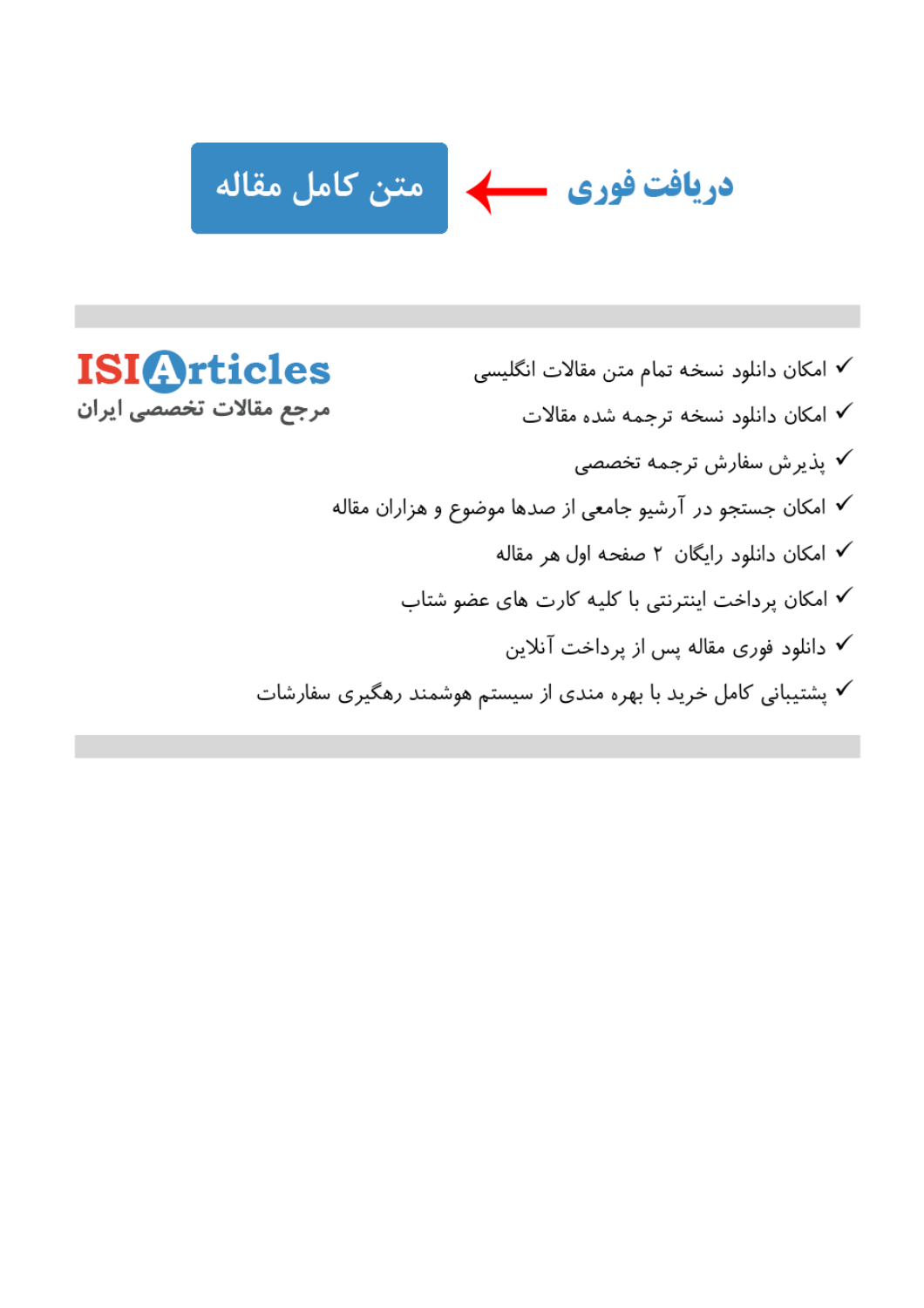دریافت فوری ← **متن کامل مقاله**

**ISIArticles**
مرجع مقالات تخصصی ایران

- ✓ امکان دانلود نسخه تمام متن مقالات انگلیسی
- ✓ امکان دانلود نسخه ترجمه شده مقالات
- ✓ پذیرش سفارش ترجمه تخصصی
- ✓ امکان جستجو در آرشیو جامعی از صدها موضوع و هزاران مقاله
- ✓ امکان دانلود رایگان ۲ صفحه اول هر مقاله
- ✓ امکان پرداخت اینترنتی با کلیه کارت های عضو شتاب
- ✓ دانلود فوری مقاله پس از پرداخت آنلاین
- ✓ پشتیبانی کامل خرید با بهره مندی از سیستم هوشمند رهگیری سفارشات